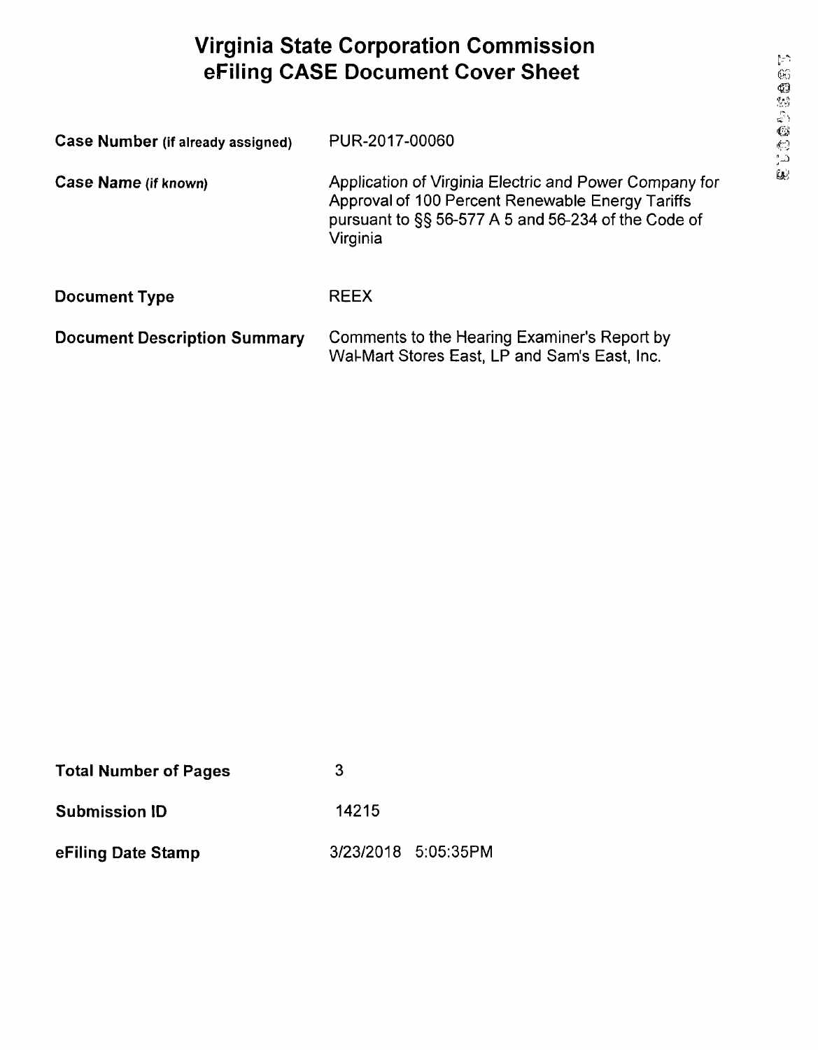# Virginia State Corporation Commission
# eFiling CASE Document Cover Sheet

| | |
|---|---|
| **Case Number (if already assigned)** | PUR-2017-00060 |
| **Case Name (if known)** | Application of Virginia Electric and Power Company for Approval of 100 Percent Renewable Energy Tariffs pursuant to §§ 56-577 A 5 and 56-234 of the Code of Virginia |
| **Document Type** | REEX |
| **Document Description Summary** | Comments to the Hearing Examiner's Report by Wal-Mart Stores East, LP and Sam's East, Inc. |

| | |
|---|---|
| **Total Number of Pages** | 3 |
| **Submission ID** | 14215 |
| **eFiling Date Stamp** | 3/23/2018 5:05:35PM |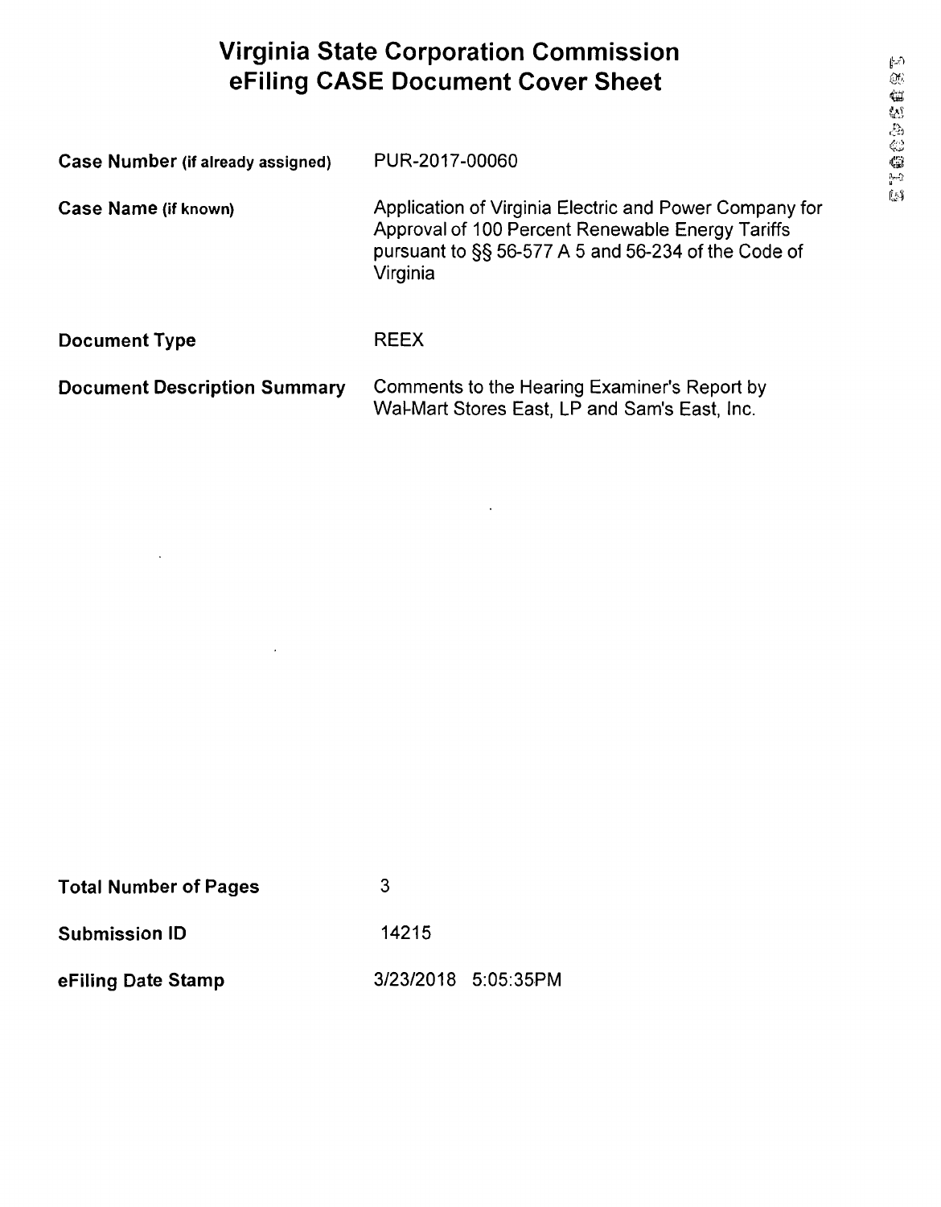# Virginia State Corporation Commission eFiling CASE Document Cover Sheet

| | |
|---|---|
| **Case Number (if already assigned)** | PUR-2017-00060 |
| **Case Name (if known)** | Application of Virginia Electric and Power Company for Approval of 100 Percent Renewable Energy Tariffs pursuant to §§ 56-577 A 5 and 56-234 of the Code of Virginia |
| **Document Type** | REEX |
| **Document Description Summary** | Comments to the Hearing Examiner's Report by Wal-Mart Stores East, LP and Sam's East, Inc. |

| | |
|---|---|
| **Total Number of Pages** | 3 |
| **Submission ID** | 14215 |
| **eFiling Date Stamp** | 3/23/2018 5:05:35PM |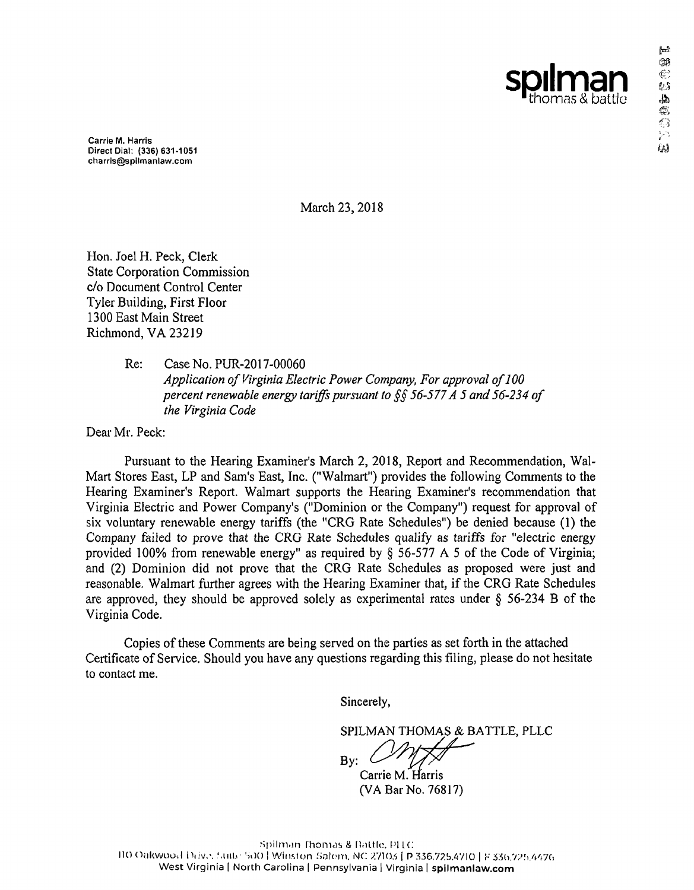spilman
thomas & battle

Carrie M. Harris
Direct Dial: (336) 631-1051
charris@spilmanlaw.com

March 23, 2018

Hon. Joel H. Peck, Clerk
State Corporation Commission
c/o Document Control Center
Tyler Building, First Floor
1300 East Main Street
Richmond, VA 23219

Re: Case No. PUR-2017-00060
*Application of Virginia Electric Power Company, For approval of 100 percent renewable energy tariffs pursuant to §§ 56-577 A 5 and 56-234 of the Virginia Code*

Dear Mr. Peck:

Pursuant to the Hearing Examiner's March 2, 2018, Report and Recommendation, Wal-Mart Stores East, LP and Sam's East, Inc. ("Walmart") provides the following Comments to the Hearing Examiner's Report. Walmart supports the Hearing Examiner's recommendation that Virginia Electric and Power Company's ("Dominion or the Company") request for approval of six voluntary renewable energy tariffs (the "CRG Rate Schedules") be denied because (1) the Company failed to prove that the CRG Rate Schedules qualify as tariffs for "electric energy provided 100% from renewable energy" as required by § 56-577 A 5 of the Code of Virginia; and (2) Dominion did not prove that the CRG Rate Schedules as proposed were just and reasonable. Walmart further agrees with the Hearing Examiner that, if the CRG Rate Schedules are approved, they should be approved solely as experimental rates under § 56-234 B of the Virginia Code.

Copies of these Comments are being served on the parties as set forth in the attached Certificate of Service. Should you have any questions regarding this filing, please do not hesitate to contact me.

Sincerely,

SPILMAN THOMAS & BATTLE, PLLC

By: 
Carrie M. Harris
(VA Bar No. 76817)

Spilman Thomas & Battle, PLLC
110 Oakwood Drive, Suite 500 | Winston Salem, NC 27103 | P 336.725.4710 | F 336.725.4476
West Virginia | North Carolina | Pennsylvania | Virginia | spilmanlaw.com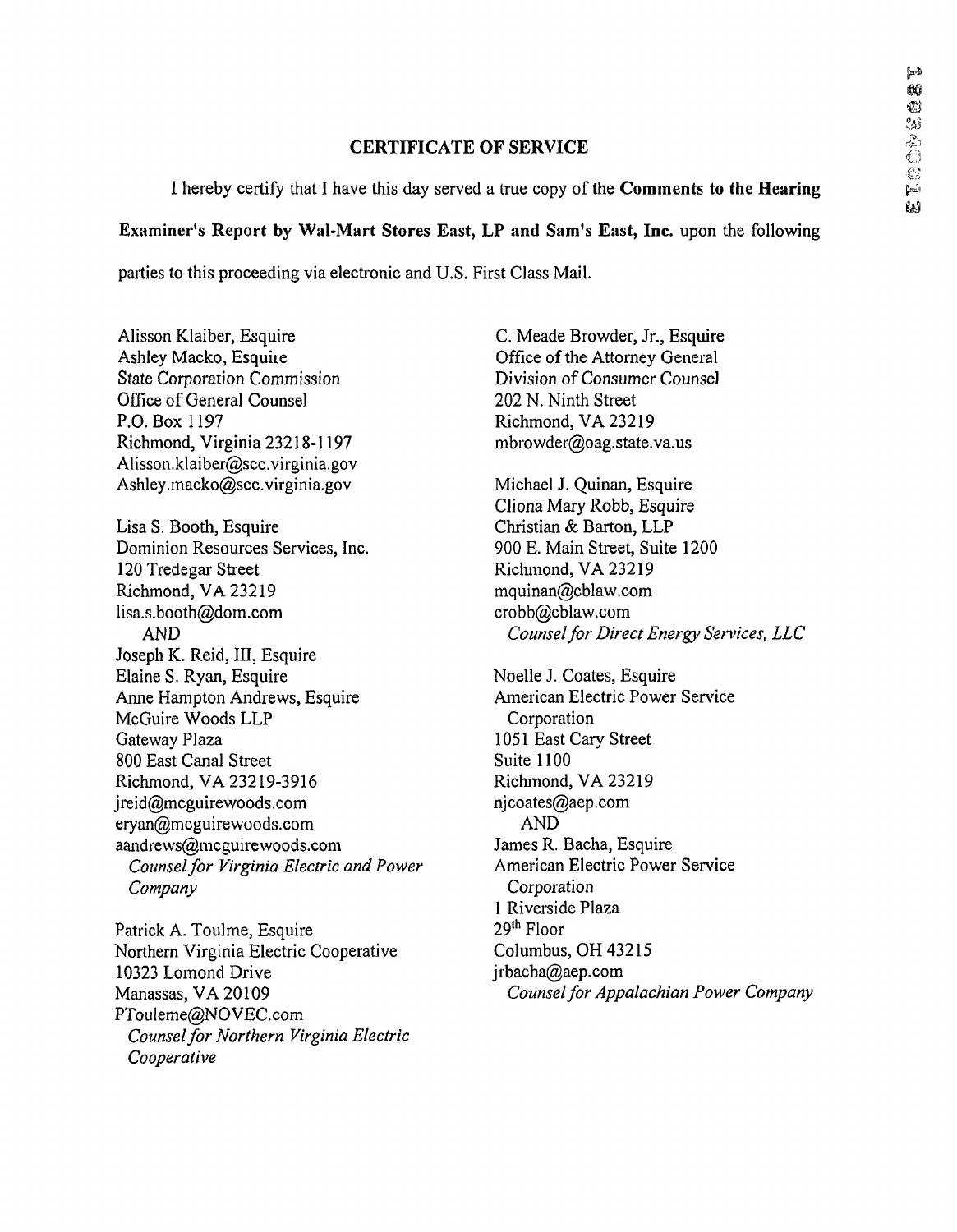## CERTIFICATE OF SERVICE

I hereby certify that I have this day served a true copy of the **Comments to the Hearing Examiner's Report by Wal-Mart Stores East, LP and Sam's East, Inc.** upon the following parties to this proceeding via electronic and U.S. First Class Mail.

Alisson Klaiber, Esquire
Ashley Macko, Esquire
State Corporation Commission
Office of General Counsel
P.O. Box 1197
Richmond, Virginia 23218-1197
Alisson.klaiber@scc.virginia.gov
Ashley.macko@scc.virginia.gov

Lisa S. Booth, Esquire
Dominion Resources Services, Inc.
120 Tredegar Street
Richmond, VA 23219
lisa.s.booth@dom.com
AND
Joseph K. Reid, III, Esquire
Elaine S. Ryan, Esquire
Anne Hampton Andrews, Esquire
McGuire Woods LLP
Gateway Plaza
800 East Canal Street
Richmond, VA 23219-3916
jreid@mcguirewoods.com
eryan@mcguirewoods.com
aandrews@mcguirewoods.com
*Counsel for Virginia Electric and Power Company*

Patrick A. Toulme, Esquire
Northern Virginia Electric Cooperative
10323 Lomond Drive
Manassas, VA 20109
PTouleme@NOVEC.com
*Counsel for Northern Virginia Electric Cooperative*

C. Meade Browder, Jr., Esquire
Office of the Attorney General
Division of Consumer Counsel
202 N. Ninth Street
Richmond, VA 23219
mbrowder@oag.state.va.us

Michael J. Quinan, Esquire
Cliona Mary Robb, Esquire
Christian & Barton, LLP
900 E. Main Street, Suite 1200
Richmond, VA 23219
mquinan@cblaw.com
crobb@cblaw.com
*Counsel for Direct Energy Services, LLC*

Noelle J. Coates, Esquire
American Electric Power Service Corporation
1051 East Cary Street
Suite 1100
Richmond, VA 23219
njcoates@aep.com
AND
James R. Bacha, Esquire
American Electric Power Service Corporation
1 Riverside Plaza
29th Floor
Columbus, OH 43215
jrbacha@aep.com
*Counsel for Appalachian Power Company*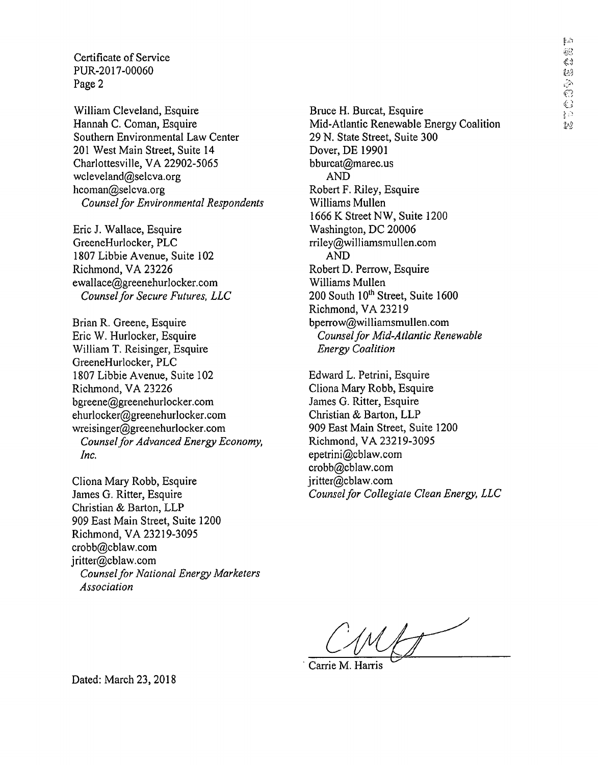Certificate of Service
PUR-2017-00060
Page 2

William Cleveland, Esquire
Hannah C. Coman, Esquire
Southern Environmental Law Center
201 West Main Street, Suite 14
Charlottesville, VA 22902-5065
wcleveland@selcva.org
hcoman@selcva.org
*Counsel for Environmental Respondents*

Eric J. Wallace, Esquire
GreeneHurlocker, PLC
1807 Libbie Avenue, Suite 102
Richmond, VA 23226
ewallace@greenehurlocker.com
*Counsel for Secure Futures, LLC*

Brian R. Greene, Esquire
Eric W. Hurlocker, Esquire
William T. Reisinger, Esquire
GreeneHurlocker, PLC
1807 Libbie Avenue, Suite 102
Richmond, VA 23226
bgreene@greenehurlocker.com
ehurlocker@greenehurlocker.com
wreisinger@greenehurlocker.com
*Counsel for Advanced Energy Economy, Inc.*

Cliona Mary Robb, Esquire
James G. Ritter, Esquire
Christian & Barton, LLP
909 East Main Street, Suite 1200
Richmond, VA 23219-3095
crobb@cblaw.com
jritter@cblaw.com
*Counsel for National Energy Marketers Association*

Bruce H. Burcat, Esquire
Mid-Atlantic Renewable Energy Coalition
29 N. State Street, Suite 300
Dover, DE 19901
bburcat@marec.us
AND
Robert F. Riley, Esquire
Williams Mullen
1666 K Street NW, Suite 1200
Washington, DC 20006
rriley@williamsmullen.com
AND
Robert D. Perrow, Esquire
Williams Mullen
200 South 10th Street, Suite 1600
Richmond, VA 23219
bperrow@williamsmullen.com
*Counsel for Mid-Atlantic Renewable Energy Coalition*

Edward L. Petrini, Esquire
Cliona Mary Robb, Esquire
James G. Ritter, Esquire
Christian & Barton, LLP
909 East Main Street, Suite 1200
Richmond, VA 23219-3095
epetrini@cblaw.com
crobb@cblaw.com
jritter@cblaw.com
*Counsel for Collegiate Clean Energy, LLC*

Carrie M. Harris

Dated: March 23, 2018